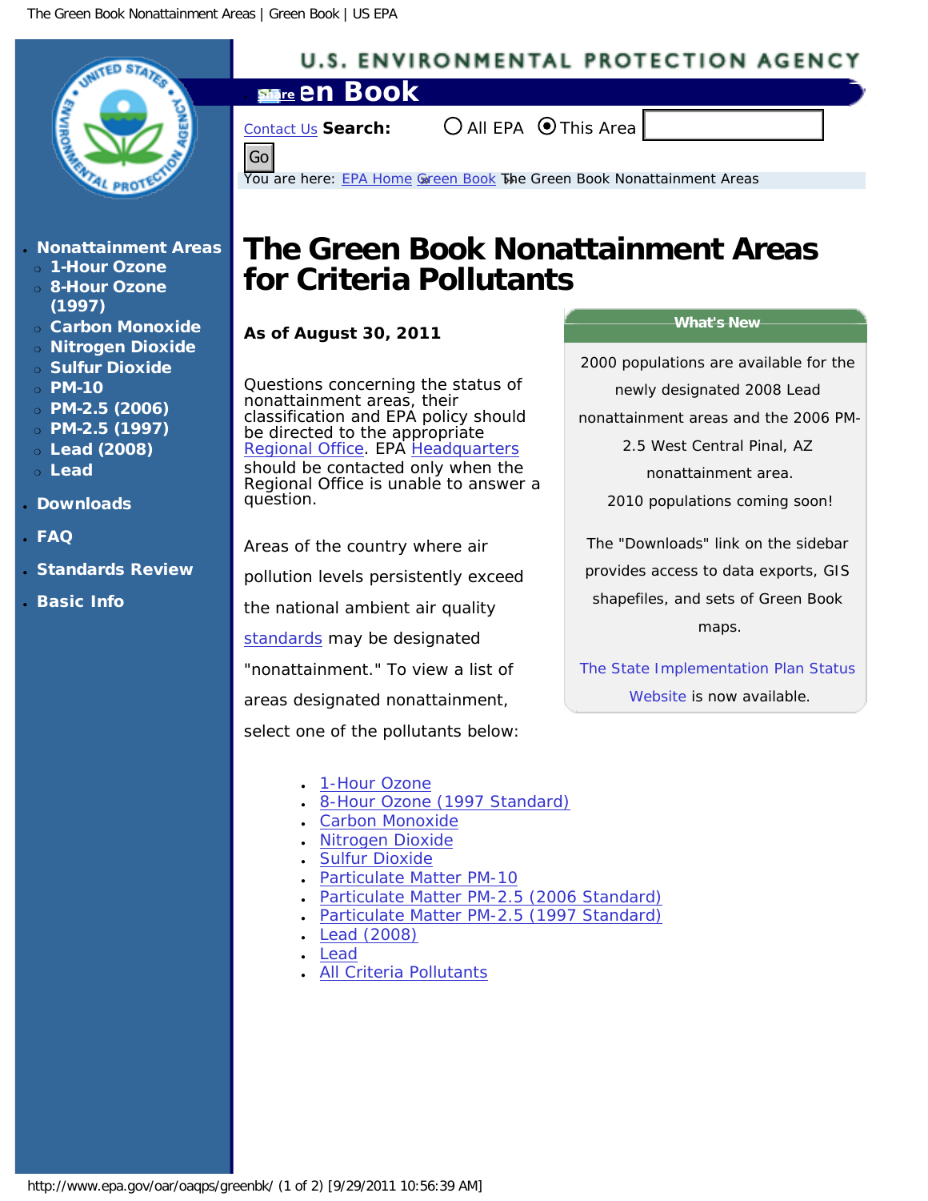U.S. ENVIRONMENTAL PROTECTION AGENCY

# Green Book

Contact Us **Search:** ◯ All EPA ◉ This Area

Go

You are here: EPA Home » Green Book » The Green Book Nonattainment Areas

- **Nonattainment Areas**
  - 1-Hour Ozone
  - 8-Hour Ozone (1997)
  - Carbon Monoxide
  - Nitrogen Dioxide
  - Sulfur Dioxide
  - PM-10
  - PM-2.5 (2006)
  - PM-2.5 (1997)
  - Lead (2008)
  - Lead
- **Downloads**
- **FAQ**
- **Standards Review**
- **Basic Info**

# The Green Book Nonattainment Areas for Criteria Pollutants

**As of August 30, 2011**

Questions concerning the status of nonattainment areas, their classification and EPA policy should be directed to the appropriate Regional Office. EPA Headquarters should be contacted only when the Regional Office is unable to answer a question.

Areas of the country where air pollution levels persistently exceed the national ambient air quality standards may be designated "nonattainment." To view a list of areas designated nonattainment, select one of the pollutants below:

- 1-Hour Ozone
- 8-Hour Ozone (1997 Standard)
- Carbon Monoxide
- Nitrogen Dioxide
- Sulfur Dioxide
- Particulate Matter PM-10
- Particulate Matter PM-2.5 (2006 Standard)
- Particulate Matter PM-2.5 (1997 Standard)
- Lead (2008)
- Lead
- All Criteria Pollutants

**What's New**

2000 populations are available for the newly designated 2008 Lead nonattainment areas and the 2006 PM-2.5 West Central Pinal, AZ nonattainment area.
2010 populations coming soon!

The "Downloads" link on the sidebar provides access to data exports, GIS shapefiles, and sets of Green Book maps.

The State Implementation Plan Status Website is now available.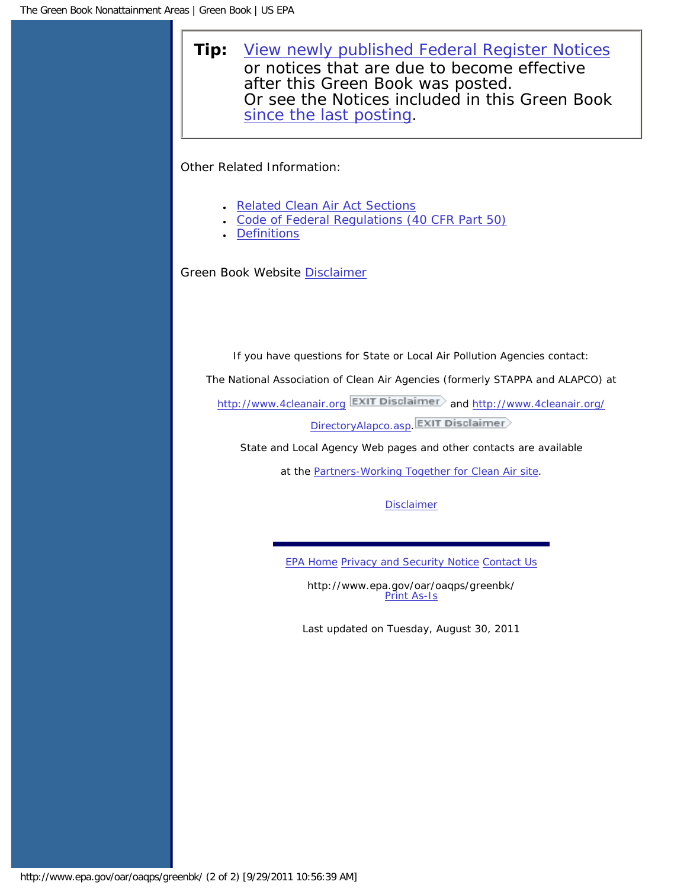**Tip:** View newly published Federal Register Notices or notices that are due to become effective after this Green Book was posted.
Or see the Notices included in this Green Book since the last posting.

Other Related Information:

- Related Clean Air Act Sections
- Code of Federal Regulations (40 CFR Part 50)
- Definitions

Green Book Website Disclaimer

If you have questions for State or Local Air Pollution Agencies contact:

The National Association of Clean Air Agencies (formerly STAPPA and ALAPCO) at

http://www.4cleanair.org EXIT Disclaimer and http://www.4cleanair.org/DirectoryAlapco.asp. EXIT Disclaimer

State and Local Agency Web pages and other contacts are available

at the Partners-Working Together for Clean Air site.

Disclaimer

EPA Home Privacy and Security Notice Contact Us

http://www.epa.gov/oar/oaqps/greenbk/
Print As-Is

Last updated on Tuesday, August 30, 2011